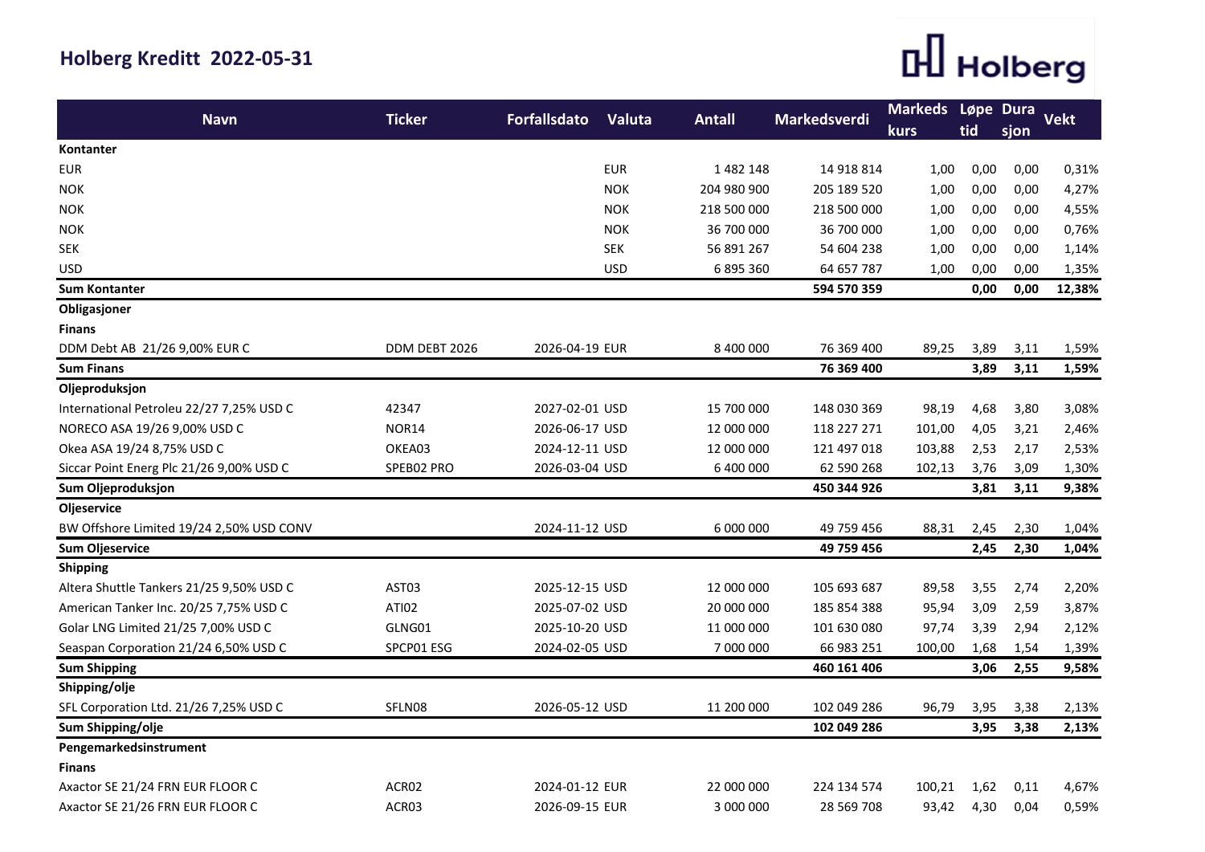# Holberg Kreditt 2022-05-31

| Navn | Ticker | Forfallsdato | Valuta | Antall | Markedsverdi | Markeds kurs | Løpe tid | Dura sjon | Vekt |
|---|---|---|---|---|---|---|---|---|---|
| **Kontanter** | | | | | | | | | |
| EUR | | | EUR | 1 482 148 | 14 918 814 | 1,00 | 0,00 | 0,00 | 0,31% |
| NOK | | | NOK | 204 980 900 | 205 189 520 | 1,00 | 0,00 | 0,00 | 4,27% |
| NOK | | | NOK | 218 500 000 | 218 500 000 | 1,00 | 0,00 | 0,00 | 4,55% |
| NOK | | | NOK | 36 700 000 | 36 700 000 | 1,00 | 0,00 | 0,00 | 0,76% |
| SEK | | | SEK | 56 891 267 | 54 604 238 | 1,00 | 0,00 | 0,00 | 1,14% |
| USD | | | USD | 6 895 360 | 64 657 787 | 1,00 | 0,00 | 0,00 | 1,35% |
| **Sum Kontanter** | | | | | **594 570 359** | | **0,00** | **0,00** | **12,38%** |
| **Obligasjoner** | | | | | | | | | |
| **Finans** | | | | | | | | | |
| DDM Debt AB 21/26 9,00% EUR C | DDM DEBT 2026 | 2026-04-19 | EUR | 8 400 000 | 76 369 400 | 89,25 | 3,89 | 3,11 | 1,59% |
| **Sum Finans** | | | | | **76 369 400** | | **3,89** | **3,11** | **1,59%** |
| **Oljeproduksjon** | | | | | | | | | |
| International Petroleu 22/27 7,25% USD C | 42347 | 2027-02-01 | USD | 15 700 000 | 148 030 369 | 98,19 | 4,68 | 3,80 | 3,08% |
| NORECO ASA 19/26 9,00% USD C | NOR14 | 2026-06-17 | USD | 12 000 000 | 118 227 271 | 101,00 | 4,05 | 3,21 | 2,46% |
| Okea ASA 19/24 8,75% USD C | OKEA03 | 2024-12-11 | USD | 12 000 000 | 121 497 018 | 103,88 | 2,53 | 2,17 | 2,53% |
| Siccar Point Energ Plc 21/26 9,00% USD C | SPEB02 PRO | 2026-03-04 | USD | 6 400 000 | 62 590 268 | 102,13 | 3,76 | 3,09 | 1,30% |
| **Sum Oljeproduksjon** | | | | | **450 344 926** | | **3,81** | **3,11** | **9,38%** |
| **Oljeservice** | | | | | | | | | |
| BW Offshore Limited 19/24 2,50% USD CONV | | 2024-11-12 | USD | 6 000 000 | 49 759 456 | 88,31 | 2,45 | 2,30 | 1,04% |
| **Sum Oljeservice** | | | | | **49 759 456** | | **2,45** | **2,30** | **1,04%** |
| **Shipping** | | | | | | | | | |
| Altera Shuttle Tankers 21/25 9,50% USD C | AST03 | 2025-12-15 | USD | 12 000 000 | 105 693 687 | 89,58 | 3,55 | 2,74 | 2,20% |
| American Tanker Inc. 20/25 7,75% USD C | ATI02 | 2025-07-02 | USD | 20 000 000 | 185 854 388 | 95,94 | 3,09 | 2,59 | 3,87% |
| Golar LNG Limited 21/25 7,00% USD C | GLNG01 | 2025-10-20 | USD | 11 000 000 | 101 630 080 | 97,74 | 3,39 | 2,94 | 2,12% |
| Seaspan Corporation 21/24 6,50% USD C | SPCP01 ESG | 2024-02-05 | USD | 7 000 000 | 66 983 251 | 100,00 | 1,68 | 1,54 | 1,39% |
| **Sum Shipping** | | | | | **460 161 406** | | **3,06** | **2,55** | **9,58%** |
| **Shipping/olje** | | | | | | | | | |
| SFL Corporation Ltd. 21/26 7,25% USD C | SFLN08 | 2026-05-12 | USD | 11 200 000 | 102 049 286 | 96,79 | 3,95 | 3,38 | 2,13% |
| **Sum Shipping/olje** | | | | | **102 049 286** | | **3,95** | **3,38** | **2,13%** |
| **Pengemarkedsinstrument** | | | | | | | | | |
| **Finans** | | | | | | | | | |
| Axactor SE 21/24 FRN EUR FLOOR C | ACR02 | 2024-01-12 | EUR | 22 000 000 | 224 134 574 | 100,21 | 1,62 | 0,11 | 4,67% |
| Axactor SE 21/26 FRN EUR FLOOR C | ACR03 | 2026-09-15 | EUR | 3 000 000 | 28 569 708 | 93,42 | 4,30 | 0,04 | 0,59% |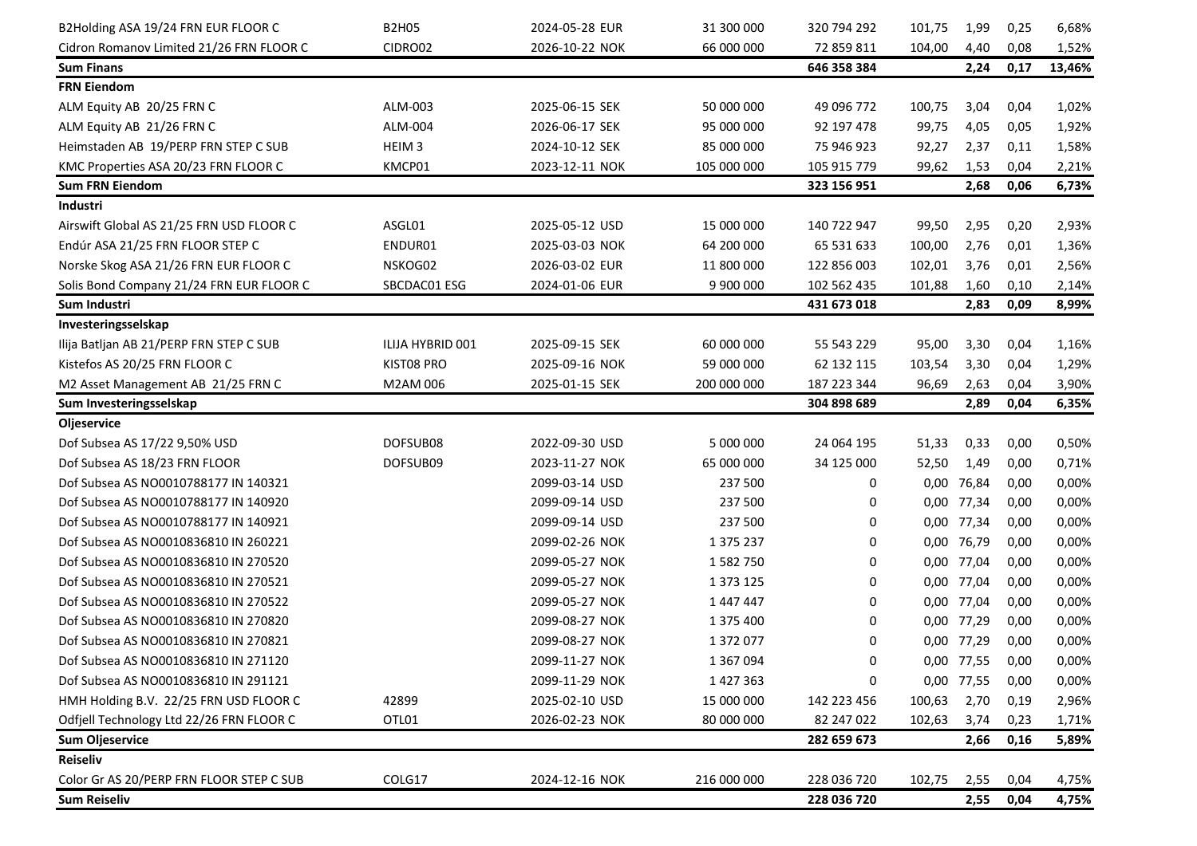| | | | | | | | | |
|---|---|---|---|---|---|---|---|---|
| B2Holding ASA 19/24 FRN EUR FLOOR C | B2H05 | 2024-05-28 EUR | 31 300 000 | 320 794 292 | 101,75 | 1,99 | 0,25 | 6,68% |
| Cidron Romanov Limited 21/26 FRN FLOOR C | CIDRO02 | 2026-10-22 NOK | 66 000 000 | 72 859 811 | 104,00 | 4,40 | 0,08 | 1,52% |
| **Sum Finans** | | | | **646 358 384** | | **2,24** | **0,17** | **13,46%** |
| **FRN Eiendom** | | | | | | | | |
| ALM Equity AB 20/25 FRN C | ALM-003 | 2025-06-15 SEK | 50 000 000 | 49 096 772 | 100,75 | 3,04 | 0,04 | 1,02% |
| ALM Equity AB 21/26 FRN C | ALM-004 | 2026-06-17 SEK | 95 000 000 | 92 197 478 | 99,75 | 4,05 | 0,05 | 1,92% |
| Heimstaden AB 19/PERP FRN STEP C SUB | HEIM 3 | 2024-10-12 SEK | 85 000 000 | 75 946 923 | 92,27 | 2,37 | 0,11 | 1,58% |
| KMC Properties ASA 20/23 FRN FLOOR C | KMCP01 | 2023-12-11 NOK | 105 000 000 | 105 915 779 | 99,62 | 1,53 | 0,04 | 2,21% |
| **Sum FRN Eiendom** | | | | **323 156 951** | | **2,68** | **0,06** | **6,73%** |
| **Industri** | | | | | | | | |
| Airswift Global AS 21/25 FRN USD FLOOR C | ASGL01 | 2025-05-12 USD | 15 000 000 | 140 722 947 | 99,50 | 2,95 | 0,20 | 2,93% |
| Endúr ASA 21/25 FRN FLOOR STEP C | ENDUR01 | 2025-03-03 NOK | 64 200 000 | 65 531 633 | 100,00 | 2,76 | 0,01 | 1,36% |
| Norske Skog ASA 21/26 FRN EUR FLOOR C | NSKOG02 | 2026-03-02 EUR | 11 800 000 | 122 856 003 | 102,01 | 3,76 | 0,01 | 2,56% |
| Solis Bond Company 21/24 FRN EUR FLOOR C | SBCDAC01 ESG | 2024-01-06 EUR | 9 900 000 | 102 562 435 | 101,88 | 1,60 | 0,10 | 2,14% |
| **Sum Industri** | | | | **431 673 018** | | **2,83** | **0,09** | **8,99%** |
| **Investeringsselskap** | | | | | | | | |
| Ilija Batljan AB 21/PERP FRN STEP C SUB | ILIJA HYBRID 001 | 2025-09-15 SEK | 60 000 000 | 55 543 229 | 95,00 | 3,30 | 0,04 | 1,16% |
| Kistefos AS 20/25 FRN FLOOR C | KIST08 PRO | 2025-09-16 NOK | 59 000 000 | 62 132 115 | 103,54 | 3,30 | 0,04 | 1,29% |
| M2 Asset Management AB 21/25 FRN C | M2AM 006 | 2025-01-15 SEK | 200 000 000 | 187 223 344 | 96,69 | 2,63 | 0,04 | 3,90% |
| **Sum Investeringsselskap** | | | | **304 898 689** | | **2,89** | **0,04** | **6,35%** |
| **Oljeservice** | | | | | | | | |
| Dof Subsea AS 17/22 9,50% USD | DOFSUB08 | 2022-09-30 USD | 5 000 000 | 24 064 195 | 51,33 | 0,33 | 0,00 | 0,50% |
| Dof Subsea AS 18/23 FRN FLOOR | DOFSUB09 | 2023-11-27 NOK | 65 000 000 | 34 125 000 | 52,50 | 1,49 | 0,00 | 0,71% |
| Dof Subsea AS NO0010788177 IN 140321 | | 2099-03-14 USD | 237 500 | 0 | 0,00 | 76,84 | 0,00 | 0,00% |
| Dof Subsea AS NO0010788177 IN 140920 | | 2099-09-14 USD | 237 500 | 0 | 0,00 | 77,34 | 0,00 | 0,00% |
| Dof Subsea AS NO0010788177 IN 140921 | | 2099-09-14 USD | 237 500 | 0 | 0,00 | 77,34 | 0,00 | 0,00% |
| Dof Subsea AS NO0010836810 IN 260221 | | 2099-02-26 NOK | 1 375 237 | 0 | 0,00 | 76,79 | 0,00 | 0,00% |
| Dof Subsea AS NO0010836810 IN 270520 | | 2099-05-27 NOK | 1 582 750 | 0 | 0,00 | 77,04 | 0,00 | 0,00% |
| Dof Subsea AS NO0010836810 IN 270521 | | 2099-05-27 NOK | 1 373 125 | 0 | 0,00 | 77,04 | 0,00 | 0,00% |
| Dof Subsea AS NO0010836810 IN 270522 | | 2099-05-27 NOK | 1 447 447 | 0 | 0,00 | 77,04 | 0,00 | 0,00% |
| Dof Subsea AS NO0010836810 IN 270820 | | 2099-08-27 NOK | 1 375 400 | 0 | 0,00 | 77,29 | 0,00 | 0,00% |
| Dof Subsea AS NO0010836810 IN 270821 | | 2099-08-27 NOK | 1 372 077 | 0 | 0,00 | 77,29 | 0,00 | 0,00% |
| Dof Subsea AS NO0010836810 IN 271120 | | 2099-11-27 NOK | 1 367 094 | 0 | 0,00 | 77,55 | 0,00 | 0,00% |
| Dof Subsea AS NO0010836810 IN 291121 | | 2099-11-29 NOK | 1 427 363 | 0 | 0,00 | 77,55 | 0,00 | 0,00% |
| HMH Holding B.V. 22/25 FRN USD FLOOR C | 42899 | 2025-02-10 USD | 15 000 000 | 142 223 456 | 100,63 | 2,70 | 0,19 | 2,96% |
| Odfjell Technology Ltd 22/26 FRN FLOOR C | OTL01 | 2026-02-23 NOK | 80 000 000 | 82 247 022 | 102,63 | 3,74 | 0,23 | 1,71% |
| **Sum Oljeservice** | | | | **282 659 673** | | **2,66** | **0,16** | **5,89%** |
| **Reiseliv** | | | | | | | | |
| Color Gr AS 20/PERP FRN FLOOR STEP C SUB | COLG17 | 2024-12-16 NOK | 216 000 000 | 228 036 720 | 102,75 | 2,55 | 0,04 | 4,75% |
| **Sum Reiseliv** | | | | **228 036 720** | | **2,55** | **0,04** | **4,75%** |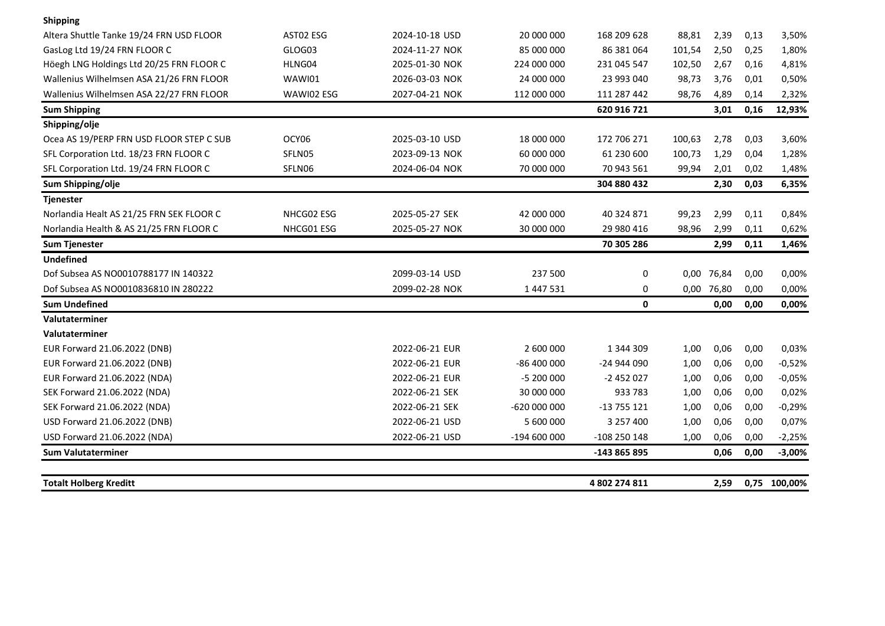| | | | | | | | | |
|---|---|---|---|---|---|---|---|---|
| **Shipping** | | | | | | | | |
| Altera Shuttle Tanke 19/24 FRN USD FLOOR | AST02 ESG | 2024-10-18 USD | 20 000 000 | 168 209 628 | 88,81 | 2,39 | 0,13 | 3,50% |
| GasLog Ltd 19/24 FRN FLOOR C | GLOG03 | 2024-11-27 NOK | 85 000 000 | 86 381 064 | 101,54 | 2,50 | 0,25 | 1,80% |
| Höegh LNG Holdings Ltd 20/25 FRN FLOOR C | HLNG04 | 2025-01-30 NOK | 224 000 000 | 231 045 547 | 102,50 | 2,67 | 0,16 | 4,81% |
| Wallenius Wilhelmsen ASA 21/26 FRN FLOOR | WAWI01 | 2026-03-03 NOK | 24 000 000 | 23 993 040 | 98,73 | 3,76 | 0,01 | 0,50% |
| Wallenius Wilhelmsen ASA 22/27 FRN FLOOR | WAWI02 ESG | 2027-04-21 NOK | 112 000 000 | 111 287 442 | 98,76 | 4,89 | 0,14 | 2,32% |
| **Sum Shipping** | | | | **620 916 721** | | **3,01** | **0,16** | **12,93%** |
| **Shipping/olje** | | | | | | | | |
| Ocea AS 19/PERP FRN USD FLOOR STEP C SUB | OCY06 | 2025-03-10 USD | 18 000 000 | 172 706 271 | 100,63 | 2,78 | 0,03 | 3,60% |
| SFL Corporation Ltd. 18/23 FRN FLOOR C | SFLN05 | 2023-09-13 NOK | 60 000 000 | 61 230 600 | 100,73 | 1,29 | 0,04 | 1,28% |
| SFL Corporation Ltd. 19/24 FRN FLOOR C | SFLN06 | 2024-06-04 NOK | 70 000 000 | 70 943 561 | 99,94 | 2,01 | 0,02 | 1,48% |
| **Sum Shipping/olje** | | | | **304 880 432** | | **2,30** | **0,03** | **6,35%** |
| **Tjenester** | | | | | | | | |
| Norlandia Healt AS 21/25 FRN SEK FLOOR C | NHCG02 ESG | 2025-05-27 SEK | 42 000 000 | 40 324 871 | 99,23 | 2,99 | 0,11 | 0,84% |
| Norlandia Health & AS 21/25 FRN FLOOR C | NHCG01 ESG | 2025-05-27 NOK | 30 000 000 | 29 980 416 | 98,96 | 2,99 | 0,11 | 0,62% |
| **Sum Tjenester** | | | | **70 305 286** | | **2,99** | **0,11** | **1,46%** |
| **Undefined** | | | | | | | | |
| Dof Subsea AS NO0010788177 IN 140322 | | 2099-03-14 USD | 237 500 | 0 | 0,00 | 76,84 | 0,00 | 0,00% |
| Dof Subsea AS NO0010836810 IN 280222 | | 2099-02-28 NOK | 1 447 531 | 0 | 0,00 | 76,80 | 0,00 | 0,00% |
| **Sum Undefined** | | | | **0** | | **0,00** | **0,00** | **0,00%** |
| **Valutaterminer** | | | | | | | | |
| **Valutaterminer** | | | | | | | | |
| EUR Forward 21.06.2022 (DNB) | | 2022-06-21 EUR | 2 600 000 | 1 344 309 | 1,00 | 0,06 | 0,00 | 0,03% |
| EUR Forward 21.06.2022 (DNB) | | 2022-06-21 EUR | -86 400 000 | -24 944 090 | 1,00 | 0,06 | 0,00 | -0,52% |
| EUR Forward 21.06.2022 (NDA) | | 2022-06-21 EUR | -5 200 000 | -2 452 027 | 1,00 | 0,06 | 0,00 | -0,05% |
| SEK Forward 21.06.2022 (NDA) | | 2022-06-21 SEK | 30 000 000 | 933 783 | 1,00 | 0,06 | 0,00 | 0,02% |
| SEK Forward 21.06.2022 (NDA) | | 2022-06-21 SEK | -620 000 000 | -13 755 121 | 1,00 | 0,06 | 0,00 | -0,29% |
| USD Forward 21.06.2022 (DNB) | | 2022-06-21 USD | 5 600 000 | 3 257 400 | 1,00 | 0,06 | 0,00 | 0,07% |
| USD Forward 21.06.2022 (NDA) | | 2022-06-21 USD | -194 600 000 | -108 250 148 | 1,00 | 0,06 | 0,00 | -2,25% |
| **Sum Valutaterminer** | | | | **-143 865 895** | | **0,06** | **0,00** | **-3,00%** |
| | | | | | | | | |
| **Totalt Holberg Kreditt** | | | | **4 802 274 811** | | **2,59** | **0,75** | **100,00%** |